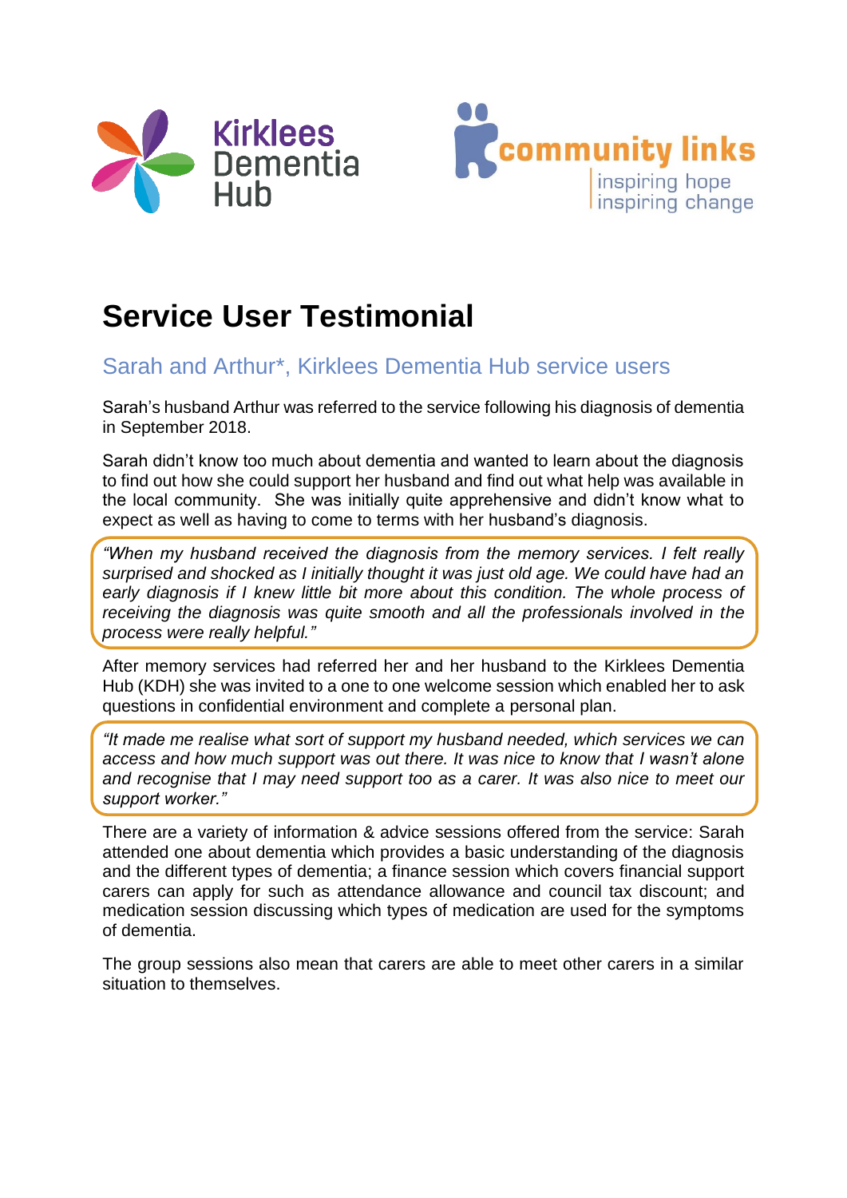Kirklees Dementia Hub

community links
inspiring hope
inspiring change

# Service User Testimonial

## Sarah and Arthur*, Kirklees Dementia Hub service users

Sarah's husband Arthur was referred to the service following his diagnosis of dementia in September 2018.

Sarah didn't know too much about dementia and wanted to learn about the diagnosis to find out how she could support her husband and find out what help was available in the local community. She was initially quite apprehensive and didn't know what to expect as well as having to come to terms with her husband's diagnosis.

*"When my husband received the diagnosis from the memory services. I felt really surprised and shocked as I initially thought it was just old age. We could have had an early diagnosis if I knew little bit more about this condition. The whole process of receiving the diagnosis was quite smooth and all the professionals involved in the process were really helpful."*

After memory services had referred her and her husband to the Kirklees Dementia Hub (KDH) she was invited to a one to one welcome session which enabled her to ask questions in confidential environment and complete a personal plan.

*"It made me realise what sort of support my husband needed, which services we can access and how much support was out there. It was nice to know that I wasn't alone and recognise that I may need support too as a carer. It was also nice to meet our support worker."*

There are a variety of information & advice sessions offered from the service: Sarah attended one about dementia which provides a basic understanding of the diagnosis and the different types of dementia; a finance session which covers financial support carers can apply for such as attendance allowance and council tax discount; and medication session discussing which types of medication are used for the symptoms of dementia.

The group sessions also mean that carers are able to meet other carers in a similar situation to themselves.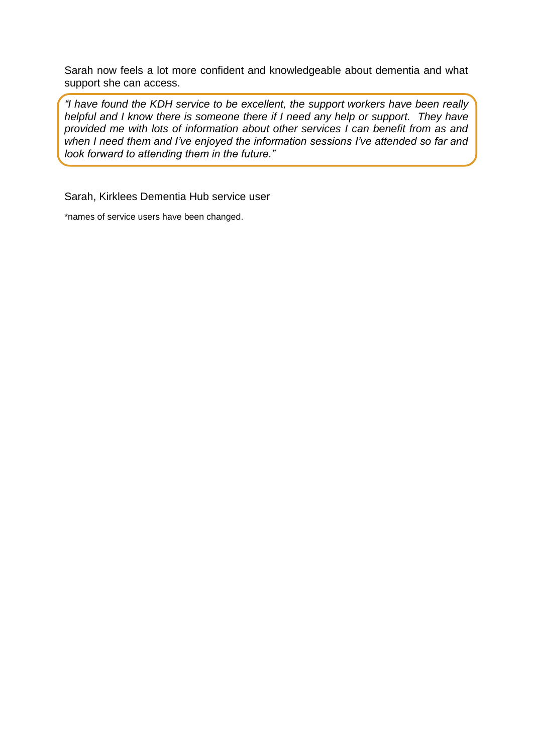Sarah now feels a lot more confident and knowledgeable about dementia and what support she can access.

> *"I have found the KDH service to be excellent, the support workers have been really helpful and I know there is someone there if I need any help or support. They have provided me with lots of information about other services I can benefit from as and when I need them and I've enjoyed the information sessions I've attended so far and look forward to attending them in the future."*

Sarah, Kirklees Dementia Hub service user

*names of service users have been changed.